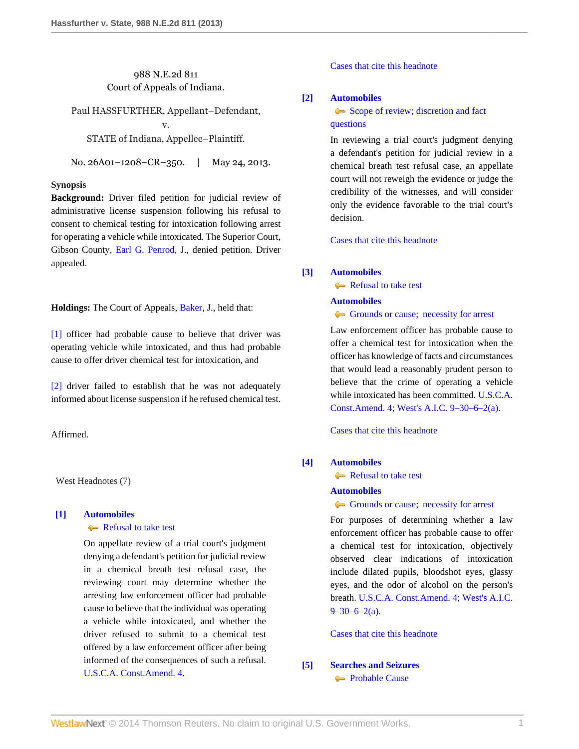988 N.E.2d 811
Court of Appeals of Indiana.

Paul HASSFURTHER, Appellant–Defendant,
v.
STATE of Indiana, Appellee–Plaintiff.

No. 26A01–1208–CR–350. | May 24, 2013.

**Synopsis**

**Background:** Driver filed petition for judicial review of administrative license suspension following his refusal to consent to chemical testing for intoxication following arrest for operating a vehicle while intoxicated. The Superior Court, Gibson County, Earl G. Penrod, J., denied petition. Driver appealed.

**Holdings:** The Court of Appeals, Baker, J., held that:

[1] officer had probable cause to believe that driver was operating vehicle while intoxicated, and thus had probable cause to offer driver chemical test for intoxication, and

[2] driver failed to establish that he was not adequately informed about license suspension if he refused chemical test.

Affirmed.

West Headnotes (7)

**[1] Automobiles**
Refusal to take test

On appellate review of a trial court's judgment denying a defendant's petition for judicial review in a chemical breath test refusal case, the reviewing court may determine whether the arresting law enforcement officer had probable cause to believe that the individual was operating a vehicle while intoxicated, and whether the driver refused to submit to a chemical test offered by a law enforcement officer after being informed of the consequences of such a refusal. U.S.C.A. Const.Amend. 4.

Cases that cite this headnote

**[2] Automobiles**
Scope of review; discretion and fact questions

In reviewing a trial court's judgment denying a defendant's petition for judicial review in a chemical breath test refusal case, an appellate court will not reweigh the evidence or judge the credibility of the witnesses, and will consider only the evidence favorable to the trial court's decision.

Cases that cite this headnote

**[3] Automobiles**
Refusal to take test

**Automobiles**
Grounds or cause; necessity for arrest

Law enforcement officer has probable cause to offer a chemical test for intoxication when the officer has knowledge of facts and circumstances that would lead a reasonably prudent person to believe that the crime of operating a vehicle while intoxicated has been committed. U.S.C.A. Const.Amend. 4; West's A.I.C. 9–30–6–2(a).

Cases that cite this headnote

**[4] Automobiles**
Refusal to take test

**Automobiles**
Grounds or cause; necessity for arrest

For purposes of determining whether a law enforcement officer has probable cause to offer a chemical test for intoxication, objectively observed clear indications of intoxication include dilated pupils, bloodshot eyes, glassy eyes, and the odor of alcohol on the person's breath. U.S.C.A. Const.Amend. 4; West's A.I.C. 9–30–6–2(a).

Cases that cite this headnote

**[5] Searches and Seizures**
Probable Cause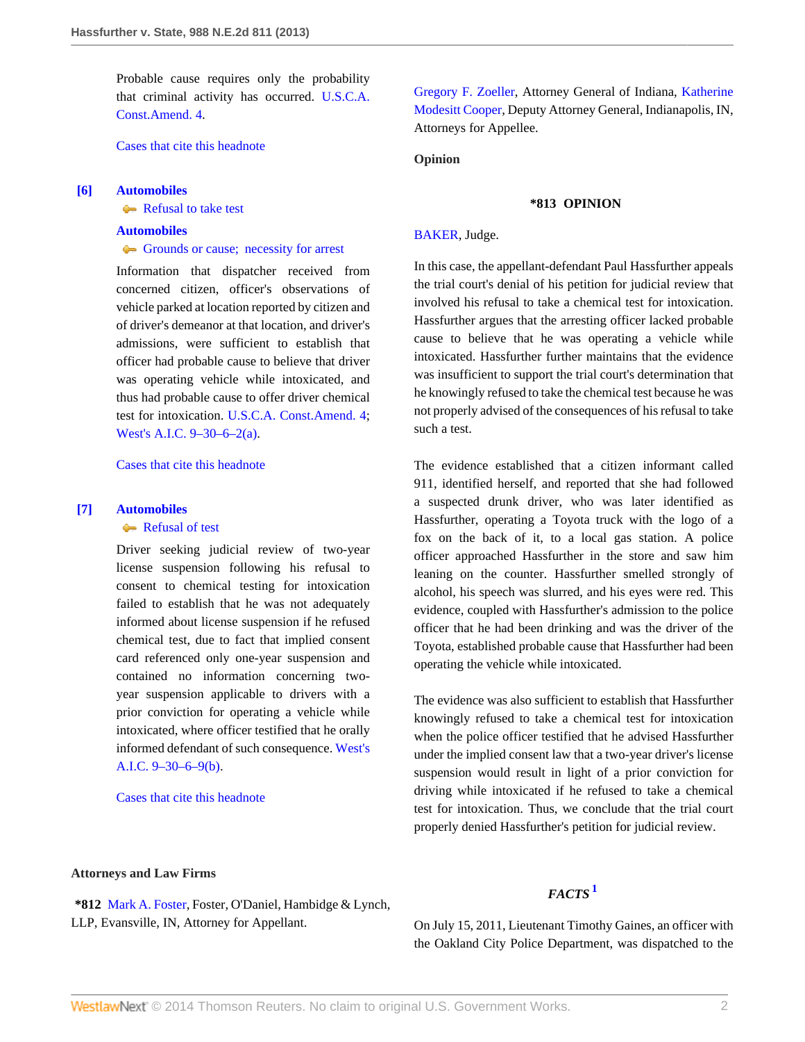Probable cause requires only the probability that criminal activity has occurred. U.S.C.A. Const.Amend. 4.

Cases that cite this headnote

**[6]** **Automobiles**
Refusal to take test

**Automobiles**
Grounds or cause; necessity for arrest

Information that dispatcher received from concerned citizen, officer's observations of vehicle parked at location reported by citizen and of driver's demeanor at that location, and driver's admissions, were sufficient to establish that officer had probable cause to believe that driver was operating vehicle while intoxicated, and thus had probable cause to offer driver chemical test for intoxication. U.S.C.A. Const.Amend. 4; West's A.I.C. 9–30–6–2(a).

Cases that cite this headnote

**[7]** **Automobiles**
Refusal of test

Driver seeking judicial review of two-year license suspension following his refusal to consent to chemical testing for intoxication failed to establish that he was not adequately informed about license suspension if he refused chemical test, due to fact that implied consent card referenced only one-year suspension and contained no information concerning two-year suspension applicable to drivers with a prior conviction for operating a vehicle while intoxicated, where officer testified that he orally informed defendant of such consequence. West's A.I.C. 9–30–6–9(b).

Cases that cite this headnote

**Attorneys and Law Firms**

**\*812** Mark A. Foster, Foster, O'Daniel, Hambidge & Lynch, LLP, Evansville, IN, Attorney for Appellant.

Gregory F. Zoeller, Attorney General of Indiana, Katherine Modesitt Cooper, Deputy Attorney General, Indianapolis, IN, Attorneys for Appellee.

**Opinion**

**\*813 OPINION**

BAKER, Judge.

In this case, the appellant-defendant Paul Hassfurther appeals the trial court's denial of his petition for judicial review that involved his refusal to take a chemical test for intoxication. Hassfurther argues that the arresting officer lacked probable cause to believe that he was operating a vehicle while intoxicated. Hassfurther further maintains that the evidence was insufficient to support the trial court's determination that he knowingly refused to take the chemical test because he was not properly advised of the consequences of his refusal to take such a test.

The evidence established that a citizen informant called 911, identified herself, and reported that she had followed a suspected drunk driver, who was later identified as Hassfurther, operating a Toyota truck with the logo of a fox on the back of it, to a local gas station. A police officer approached Hassfurther in the store and saw him leaning on the counter. Hassfurther smelled strongly of alcohol, his speech was slurred, and his eyes were red. This evidence, coupled with Hassfurther's admission to the police officer that he had been drinking and was the driver of the Toyota, established probable cause that Hassfurther had been operating the vehicle while intoxicated.

The evidence was also sufficient to establish that Hassfurther knowingly refused to take a chemical test for intoxication when the police officer testified that he advised Hassfurther under the implied consent law that a two-year driver's license suspension would result in light of a prior conviction for driving while intoxicated if he refused to take a chemical test for intoxication. Thus, we conclude that the trial court properly denied Hassfurther's petition for judicial review.

***FACTS*** [1]

On July 15, 2011, Lieutenant Timothy Gaines, an officer with the Oakland City Police Department, was dispatched to the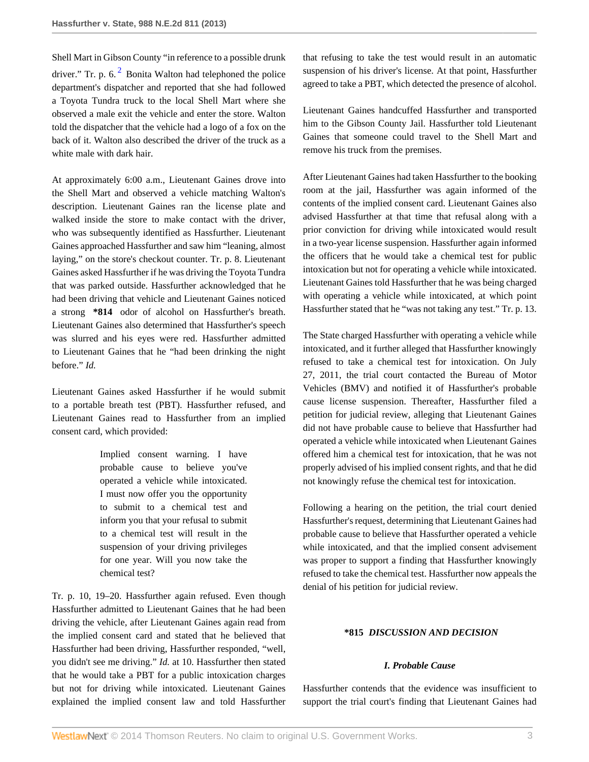Shell Mart in Gibson County "in reference to a possible drunk driver." Tr. p. 6.[2] Bonita Walton had telephoned the police department's dispatcher and reported that she had followed a Toyota Tundra truck to the local Shell Mart where she observed a male exit the vehicle and enter the store. Walton told the dispatcher that the vehicle had a logo of a fox on the back of it. Walton also described the driver of the truck as a white male with dark hair.

At approximately 6:00 a.m., Lieutenant Gaines drove into the Shell Mart and observed a vehicle matching Walton's description. Lieutenant Gaines ran the license plate and walked inside the store to make contact with the driver, who was subsequently identified as Hassfurther. Lieutenant Gaines approached Hassfurther and saw him "leaning, almost laying," on the store's checkout counter. Tr. p. 8. Lieutenant Gaines asked Hassfurther if he was driving the Toyota Tundra that was parked outside. Hassfurther acknowledged that he had been driving that vehicle and Lieutenant Gaines noticed a strong **\*814** odor of alcohol on Hassfurther's breath. Lieutenant Gaines also determined that Hassfurther's speech was slurred and his eyes were red. Hassfurther admitted to Lieutenant Gaines that he "had been drinking the night before." *Id.*

Lieutenant Gaines asked Hassfurther if he would submit to a portable breath test (PBT). Hassfurther refused, and Lieutenant Gaines read to Hassfurther from an implied consent card, which provided:

> Implied consent warning. I have probable cause to believe you've operated a vehicle while intoxicated. I must now offer you the opportunity to submit to a chemical test and inform you that your refusal to submit to a chemical test will result in the suspension of your driving privileges for one year. Will you now take the chemical test?

Tr. p. 10, 19–20. Hassfurther again refused. Even though Hassfurther admitted to Lieutenant Gaines that he had been driving the vehicle, after Lieutenant Gaines again read from the implied consent card and stated that he believed that Hassfurther had been driving, Hassfurther responded, "well, you didn't see me driving." *Id.* at 10. Hassfurther then stated that he would take a PBT for a public intoxication charges but not for driving while intoxicated. Lieutenant Gaines explained the implied consent law and told Hassfurther that refusing to take the test would result in an automatic suspension of his driver's license. At that point, Hassfurther agreed to take a PBT, which detected the presence of alcohol.

Lieutenant Gaines handcuffed Hassfurther and transported him to the Gibson County Jail. Hassfurther told Lieutenant Gaines that someone could travel to the Shell Mart and remove his truck from the premises.

After Lieutenant Gaines had taken Hassfurther to the booking room at the jail, Hassfurther was again informed of the contents of the implied consent card. Lieutenant Gaines also advised Hassfurther at that time that refusal along with a prior conviction for driving while intoxicated would result in a two-year license suspension. Hassfurther again informed the officers that he would take a chemical test for public intoxication but not for operating a vehicle while intoxicated. Lieutenant Gaines told Hassfurther that he was being charged with operating a vehicle while intoxicated, at which point Hassfurther stated that he "was not taking any test." Tr. p. 13.

The State charged Hassfurther with operating a vehicle while intoxicated, and it further alleged that Hassfurther knowingly refused to take a chemical test for intoxication. On July 27, 2011, the trial court contacted the Bureau of Motor Vehicles (BMV) and notified it of Hassfurther's probable cause license suspension. Thereafter, Hassfurther filed a petition for judicial review, alleging that Lieutenant Gaines did not have probable cause to believe that Hassfurther had operated a vehicle while intoxicated when Lieutenant Gaines offered him a chemical test for intoxication, that he was not properly advised of his implied consent rights, and that he did not knowingly refuse the chemical test for intoxication.

Following a hearing on the petition, the trial court denied Hassfurther's request, determining that Lieutenant Gaines had probable cause to believe that Hassfurther operated a vehicle while intoxicated, and that the implied consent advisement was proper to support a finding that Hassfurther knowingly refused to take the chemical test. Hassfurther now appeals the denial of his petition for judicial review.

## **\*815** *DISCUSSION AND DECISION*

### *I. Probable Cause*

Hassfurther contends that the evidence was insufficient to support the trial court's finding that Lieutenant Gaines had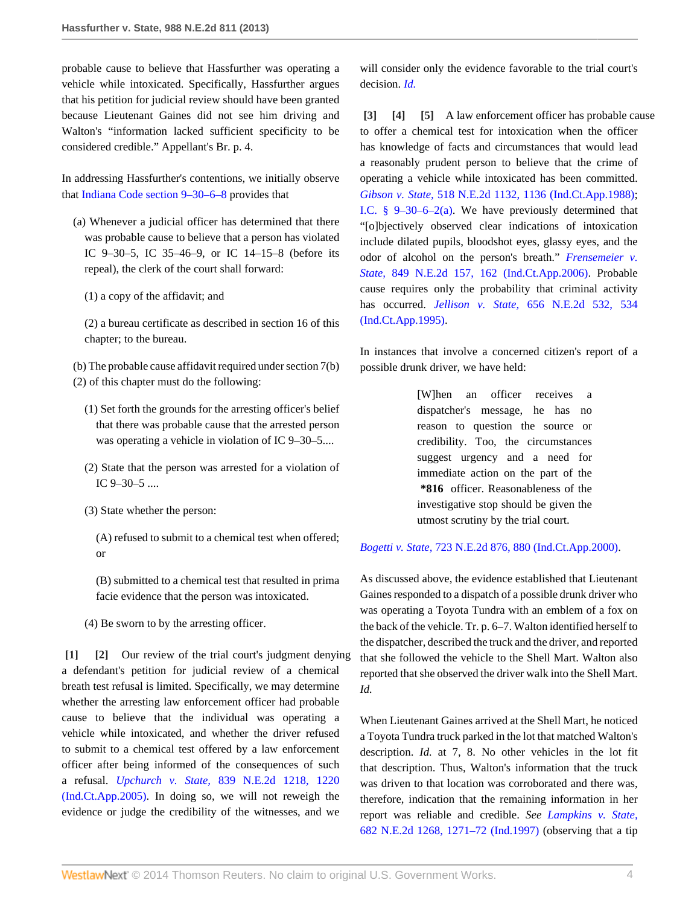probable cause to believe that Hassfurther was operating a vehicle while intoxicated. Specifically, Hassfurther argues that his petition for judicial review should have been granted because Lieutenant Gaines did not see him driving and Walton's "information lacked sufficient specificity to be considered credible." Appellant's Br. p. 4.

In addressing Hassfurther's contentions, we initially observe that Indiana Code section 9–30–6–8 provides that

> (a) Whenever a judicial officer has determined that there was probable cause to believe that a person has violated IC 9–30–5, IC 35–46–9, or IC 14–15–8 (before its repeal), the clerk of the court shall forward:
>
> (1) a copy of the affidavit; and
>
> (2) a bureau certificate as described in section 16 of this chapter; to the bureau.
>
> (b) The probable cause affidavit required under section 7(b)(2) of this chapter must do the following:
>
> (1) Set forth the grounds for the arresting officer's belief that there was probable cause that the arrested person was operating a vehicle in violation of IC 9–30–5....
>
> (2) State that the person was arrested for a violation of IC 9–30–5 ....
>
> (3) State whether the person:
>
> (A) refused to submit to a chemical test when offered; or
>
> (B) submitted to a chemical test that resulted in prima facie evidence that the person was intoxicated.
>
> (4) Be sworn to by the arresting officer.

**[1] [2]** Our review of the trial court's judgment denying a defendant's petition for judicial review of a chemical breath test refusal is limited. Specifically, we may determine whether the arresting law enforcement officer had probable cause to believe that the individual was operating a vehicle while intoxicated, and whether the driver refused to submit to a chemical test offered by a law enforcement officer after being informed of the consequences of such a refusal. *Upchurch v. State,* 839 N.E.2d 1218, 1220 (Ind.Ct.App.2005). In doing so, we will not reweigh the evidence or judge the credibility of the witnesses, and we will consider only the evidence favorable to the trial court's decision. *Id.*

**[3] [4] [5]** A law enforcement officer has probable cause to offer a chemical test for intoxication when the officer has knowledge of facts and circumstances that would lead a reasonably prudent person to believe that the crime of operating a vehicle while intoxicated has been committed. *Gibson v. State,* 518 N.E.2d 1132, 1136 (Ind.Ct.App.1988); I.C. § 9–30–6–2(a). We have previously determined that "[o]bjectively observed clear indications of intoxication include dilated pupils, bloodshot eyes, glassy eyes, and the odor of alcohol on the person's breath." *Frensemeier v. State,* 849 N.E.2d 157, 162 (Ind.Ct.App.2006). Probable cause requires only the probability that criminal activity has occurred. *Jellison v. State,* 656 N.E.2d 532, 534 (Ind.Ct.App.1995).

In instances that involve a concerned citizen's report of a possible drunk driver, we have held:

> [W]hen an officer receives a dispatcher's message, he has no reason to question the source or credibility. Too, the circumstances suggest urgency and a need for immediate action on the part of the **\*816** officer. Reasonableness of the investigative stop should be given the utmost scrutiny by the trial court.

*Bogetti v. State,* 723 N.E.2d 876, 880 (Ind.Ct.App.2000).

As discussed above, the evidence established that Lieutenant Gaines responded to a dispatch of a possible drunk driver who was operating a Toyota Tundra with an emblem of a fox on the back of the vehicle. Tr. p. 6–7. Walton identified herself to the dispatcher, described the truck and the driver, and reported that she followed the vehicle to the Shell Mart. Walton also reported that she observed the driver walk into the Shell Mart. *Id.*

When Lieutenant Gaines arrived at the Shell Mart, he noticed a Toyota Tundra truck parked in the lot that matched Walton's description. *Id.* at 7, 8. No other vehicles in the lot fit that description. Thus, Walton's information that the truck was driven to that location was corroborated and there was, therefore, indication that the remaining information in her report was reliable and credible. *See Lampkins v. State,* 682 N.E.2d 1268, 1271–72 (Ind.1997) (observing that a tip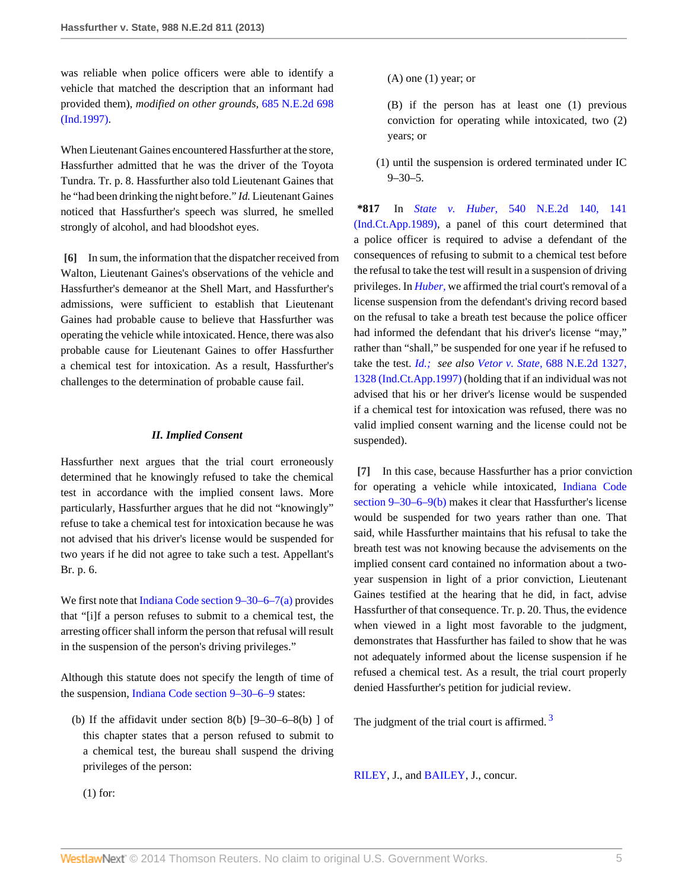was reliable when police officers were able to identify a vehicle that matched the description that an informant had provided them), *modified on other grounds*, 685 N.E.2d 698 (Ind.1997).

When Lieutenant Gaines encountered Hassfurther at the store, Hassfurther admitted that he was the driver of the Toyota Tundra. Tr. p. 8. Hassfurther also told Lieutenant Gaines that he "had been drinking the night before." *Id.* Lieutenant Gaines noticed that Hassfurther's speech was slurred, he smelled strongly of alcohol, and had bloodshot eyes.

**[6]** In sum, the information that the dispatcher received from Walton, Lieutenant Gaines's observations of the vehicle and Hassfurther's demeanor at the Shell Mart, and Hassfurther's admissions, were sufficient to establish that Lieutenant Gaines had probable cause to believe that Hassfurther was operating the vehicle while intoxicated. Hence, there was also probable cause for Lieutenant Gaines to offer Hassfurther a chemical test for intoxication. As a result, Hassfurther's challenges to the determination of probable cause fail.

### *II. Implied Consent*

Hassfurther next argues that the trial court erroneously determined that he knowingly refused to take the chemical test in accordance with the implied consent laws. More particularly, Hassfurther argues that he did not "knowingly" refuse to take a chemical test for intoxication because he was not advised that his driver's license would be suspended for two years if he did not agree to take such a test. Appellant's Br. p. 6.

We first note that Indiana Code section 9–30–6–7(a) provides that "[i]f a person refuses to submit to a chemical test, the arresting officer shall inform the person that refusal will result in the suspension of the person's driving privileges."

Although this statute does not specify the length of time of the suspension, Indiana Code section 9–30–6–9 states:

> (b) If the affidavit under section 8(b) [9–30–6–8(b) ] of this chapter states that a person refused to submit to a chemical test, the bureau shall suspend the driving privileges of the person:
>
> (1) for:
>
> (A) one (1) year; or
>
> (B) if the person has at least one (1) previous conviction for operating while intoxicated, two (2) years; or
>
> (1) until the suspension is ordered terminated under IC 9–30–5.

**\*817** In *State v. Huber,* 540 N.E.2d 140, 141 (Ind.Ct.App.1989), a panel of this court determined that a police officer is required to advise a defendant of the consequences of refusing to submit to a chemical test before the refusal to take the test will result in a suspension of driving privileges. In *Huber,* we affirmed the trial court's removal of a license suspension from the defendant's driving record based on the refusal to take a breath test because the police officer had informed the defendant that his driver's license "may," rather than "shall," be suspended for one year if he refused to take the test. *Id.; see also Vetor v. State,* 688 N.E.2d 1327, 1328 (Ind.Ct.App.1997) (holding that if an individual was not advised that his or her driver's license would be suspended if a chemical test for intoxication was refused, there was no valid implied consent warning and the license could not be suspended).

**[7]** In this case, because Hassfurther has a prior conviction for operating a vehicle while intoxicated, Indiana Code section 9–30–6–9(b) makes it clear that Hassfurther's license would be suspended for two years rather than one. That said, while Hassfurther maintains that his refusal to take the breath test was not knowing because the advisements on the implied consent card contained no information about a two-year suspension in light of a prior conviction, Lieutenant Gaines testified at the hearing that he did, in fact, advise Hassfurther of that consequence. Tr. p. 20. Thus, the evidence when viewed in a light most favorable to the judgment, demonstrates that Hassfurther has failed to show that he was not adequately informed about the license suspension if he refused a chemical test. As a result, the trial court properly denied Hassfurther's petition for judicial review.

The judgment of the trial court is affirmed.[3]

RILEY, J., and BAILEY, J., concur.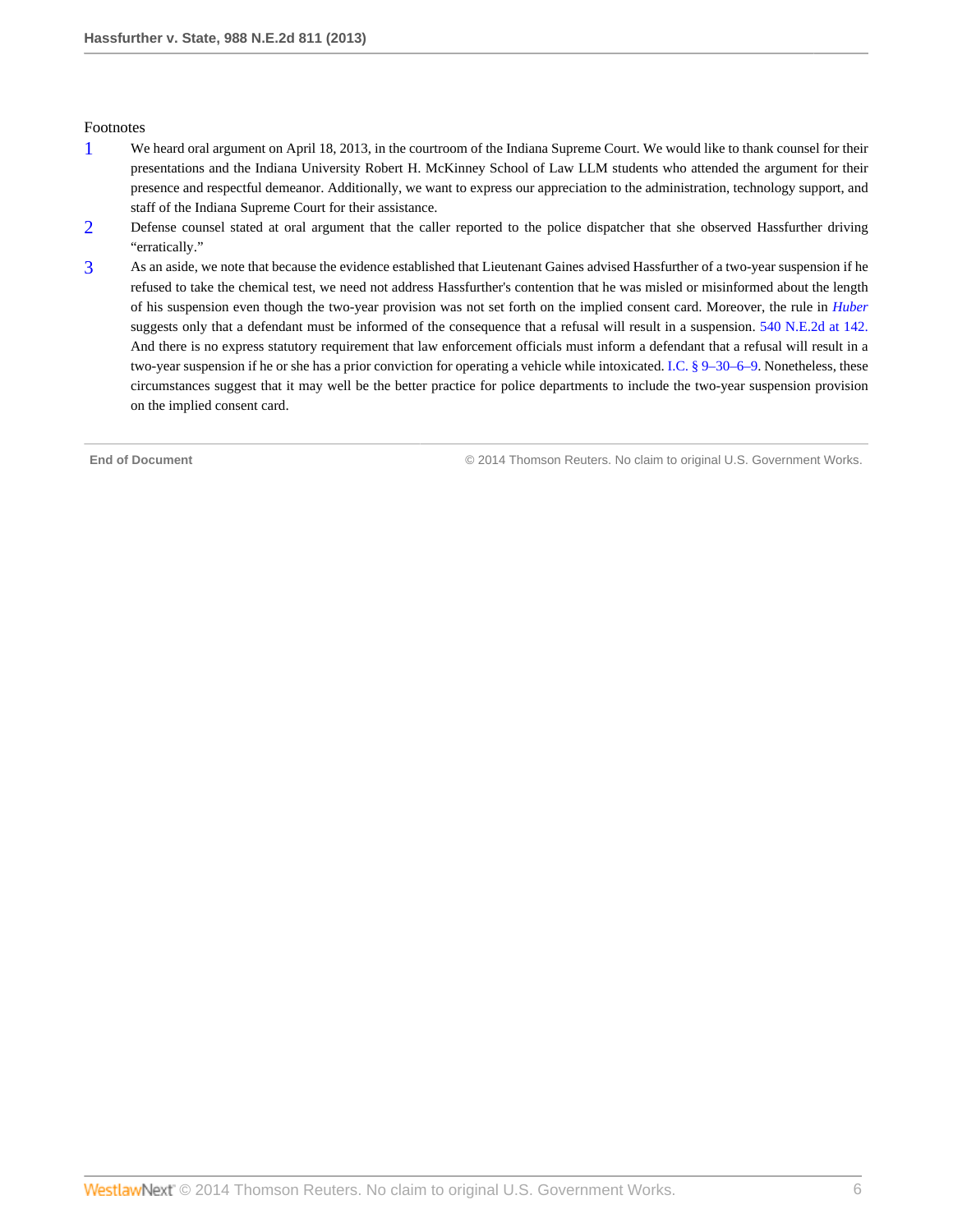Footnotes

1. We heard oral argument on April 18, 2013, in the courtroom of the Indiana Supreme Court. We would like to thank counsel for their presentations and the Indiana University Robert H. McKinney School of Law LLM students who attended the argument for their presence and respectful demeanor. Additionally, we want to express our appreciation to the administration, technology support, and staff of the Indiana Supreme Court for their assistance.

2. Defense counsel stated at oral argument that the caller reported to the police dispatcher that she observed Hassfurther driving "erratically."

3. As an aside, we note that because the evidence established that Lieutenant Gaines advised Hassfurther of a two-year suspension if he refused to take the chemical test, we need not address Hassfurther's contention that he was misled or misinformed about the length of his suspension even though the two-year provision was not set forth on the implied consent card. Moreover, the rule in *Huber* suggests only that a defendant must be informed of the consequence that a refusal will result in a suspension. 540 N.E.2d at 142. And there is no express statutory requirement that law enforcement officials must inform a defendant that a refusal will result in a two-year suspension if he or she has a prior conviction for operating a vehicle while intoxicated. I.C. § 9–30–6–9. Nonetheless, these circumstances suggest that it may well be the better practice for police departments to include the two-year suspension provision on the implied consent card.

**End of Document** © 2014 Thomson Reuters. No claim to original U.S. Government Works.